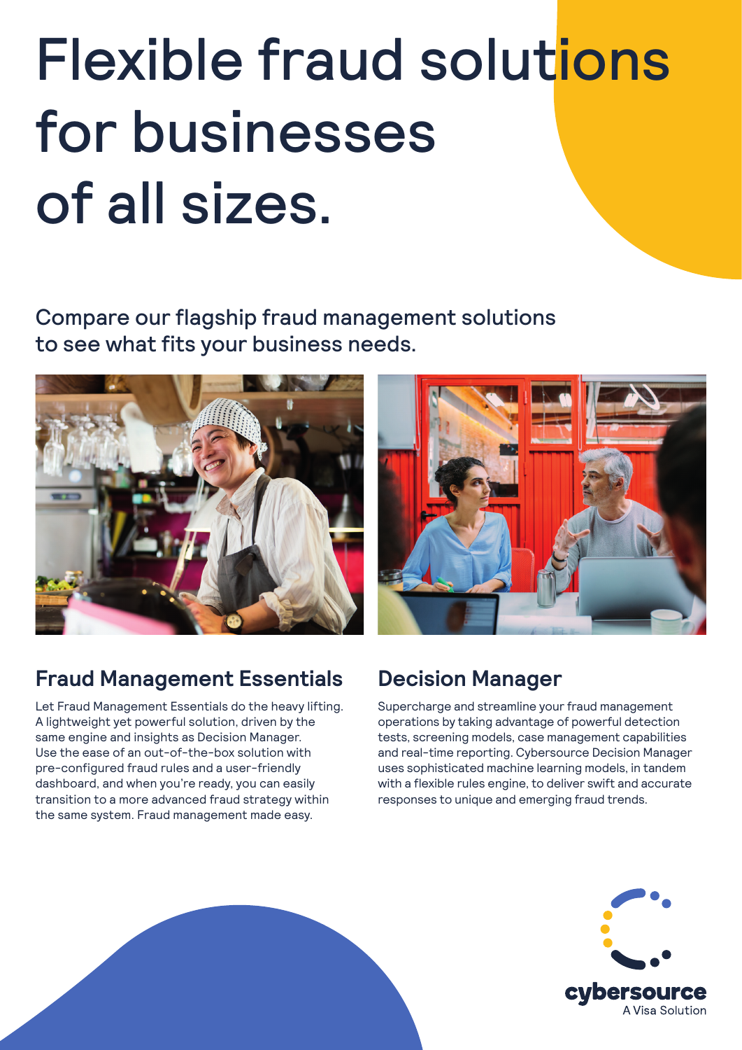# Flexible fraud solutions for businesses of all sizes.

Compare our flagship fraud management solutions to see what fits your business needs.

## Fraud Management Essentials

Let Fraud Management Essentials do the heavy lifting. A lightweight yet powerful solution, driven by the same engine and insights as Decision Manager. Use the ease of an out-of-the-box solution with pre-configured fraud rules and a user-friendly dashboard, and when you're ready, you can easily transition to a more advanced fraud strategy within the same system. Fraud management made easy.

## Decision Manager

Supercharge and streamline your fraud management operations by taking advantage of powerful detection tests, screening models, case management capabilities and real-time reporting. Cybersource Decision Manager uses sophisticated machine learning models, in tandem with a flexible rules engine, to deliver swift and accurate responses to unique and emerging fraud trends.

cybersource
A Visa Solution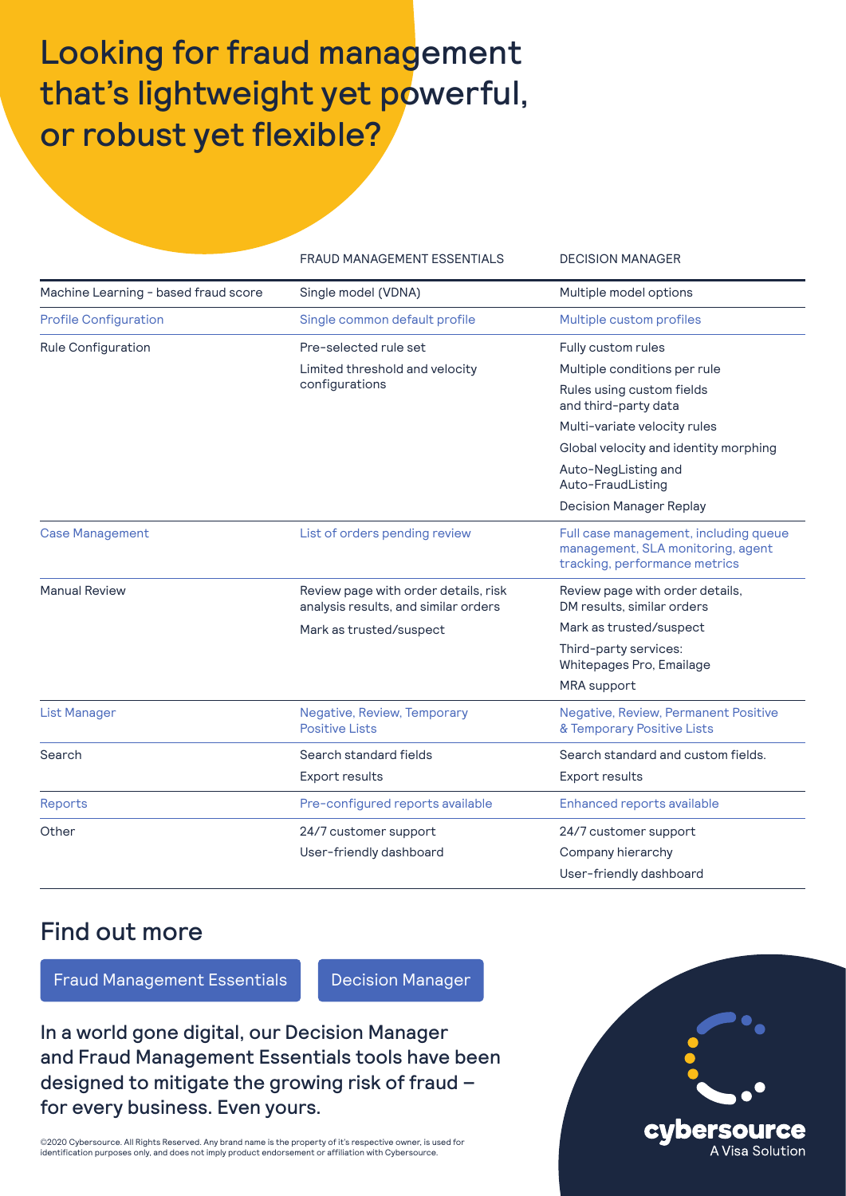# Looking for fraud management that's lightweight yet powerful, or robust yet flexible?

| | FRAUD MANAGEMENT ESSENTIALS | DECISION MANAGER |
|---|---|---|
| Machine Learning - based fraud score | Single model (VDNA) | Multiple model options |
| Profile Configuration | Single common default profile | Multiple custom profiles |
| Rule Configuration | Pre-selected rule set<br>Limited threshold and velocity configurations | Fully custom rules<br>Multiple conditions per rule<br>Rules using custom fields and third-party data<br>Multi-variate velocity rules<br>Global velocity and identity morphing<br>Auto-NegListing and Auto-FraudListing<br>Decision Manager Replay |
| Case Management | List of orders pending review | Full case management, including queue management, SLA monitoring, agent tracking, performance metrics |
| Manual Review | Review page with order details, risk analysis results, and similar orders<br>Mark as trusted/suspect | Review page with order details, DM results, similar orders<br>Mark as trusted/suspect<br>Third-party services: Whitepages Pro, Emailage<br>MRA support |
| List Manager | Negative, Review, Temporary Positive Lists | Negative, Review, Permanent Positive & Temporary Positive Lists |
| Search | Search standard fields<br>Export results | Search standard and custom fields.<br>Export results |
| Reports | Pre-configured reports available | Enhanced reports available |
| Other | 24/7 customer support<br>User-friendly dashboard | 24/7 customer support<br>Company hierarchy<br>User-friendly dashboard |

## Find out more

Fraud Management Essentials

Decision Manager

In a world gone digital, our Decision Manager and Fraud Management Essentials tools have been designed to mitigate the growing risk of fraud – for every business. Even yours.

©2020 Cybersource. All Rights Reserved. Any brand name is the property of it's respective owner, is used for identification purposes only, and does not imply product endorsement or affiliation with Cybersource.

cybersource
A Visa Solution